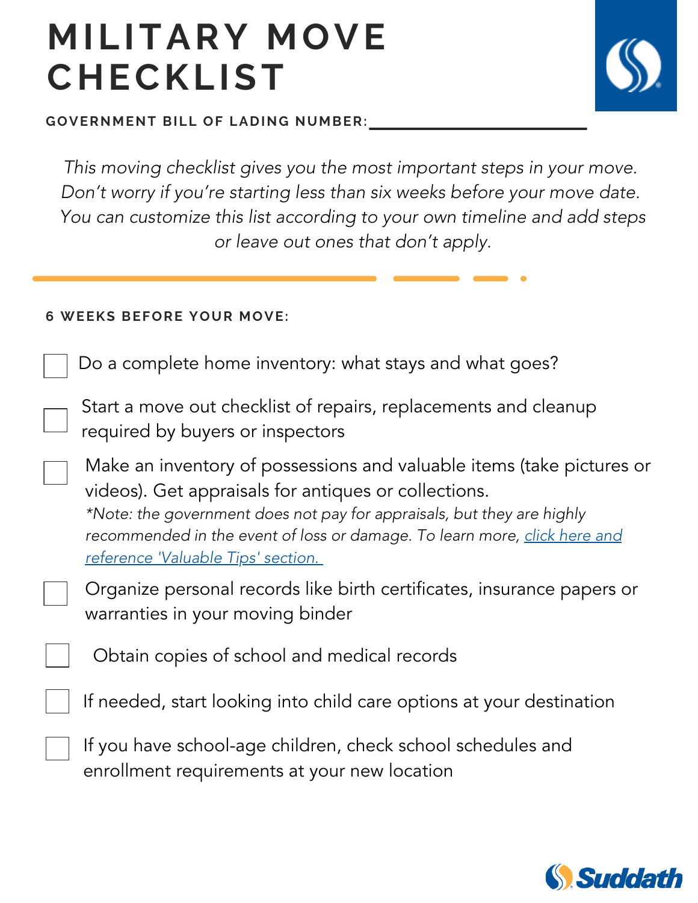# MILITARY MOVE CHECKLIST

**GOVERNMENT BILL OF LADING NUMBER:**\_\_\_\_\_\_\_\_\_\_\_\_\_\_\_\_\_\_\_\_\_\_\_\_

*This moving checklist gives you the most important steps in your move. Don't worry if you're starting less than six weeks before your move date. You can customize this list according to your own timeline and add steps or leave out ones that don't apply.*

### 6 WEEKS BEFORE YOUR MOVE:

- [ ] Do a complete home inventory: what stays and what goes?
- [ ] Start a move out checklist of repairs, replacements and cleanup required by buyers or inspectors
- [ ] Make an inventory of possessions and valuable items (take pictures or videos). Get appraisals for antiques or collections.
  *\*Note: the government does not pay for appraisals, but they are highly recommended in the event of loss or damage. To learn more, click here and reference 'Valuable Tips' section.*
- [ ] Organize personal records like birth certificates, insurance papers or warranties in your moving binder
- [ ] Obtain copies of school and medical records
- [ ] If needed, start looking into child care options at your destination
- [ ] If you have school-age children, check school schedules and enrollment requirements at your new location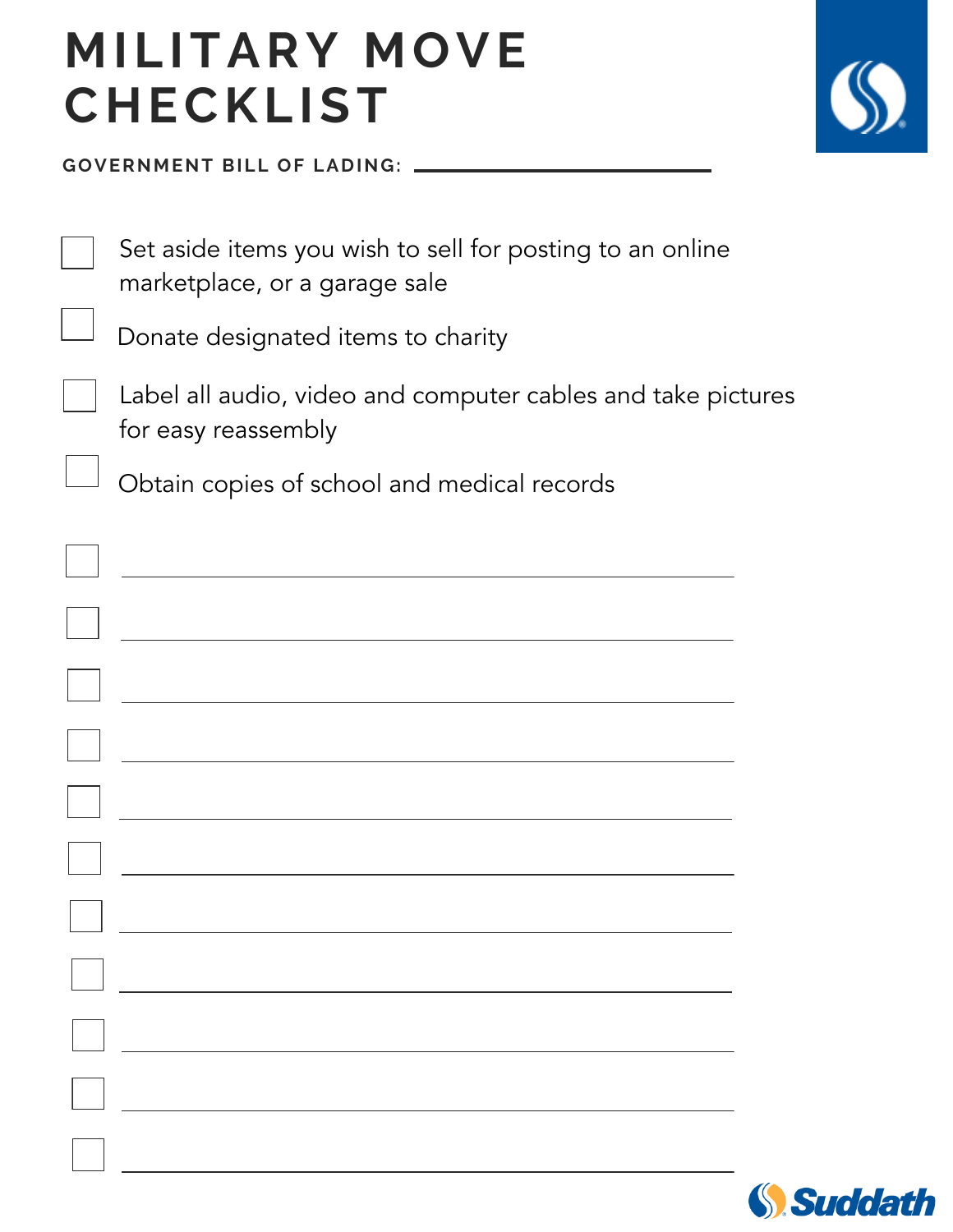# MILITARY MOVE CHECKLIST

**GOVERNMENT BILL OF LADING:** ______________________

- [ ] Set aside items you wish to sell for posting to an online marketplace, or a garage sale
- [ ] Donate designated items to charity
- [ ] Label all audio, video and computer cables and take pictures for easy reassembly
- [ ] Obtain copies of school and medical records
- [ ] ______________________
- [ ] ______________________
- [ ] ______________________
- [ ] ______________________
- [ ] ______________________
- [ ] ______________________
- [ ] ______________________
- [ ] ______________________
- [ ] ______________________
- [ ] ______________________
- [ ] ______________________

Suddath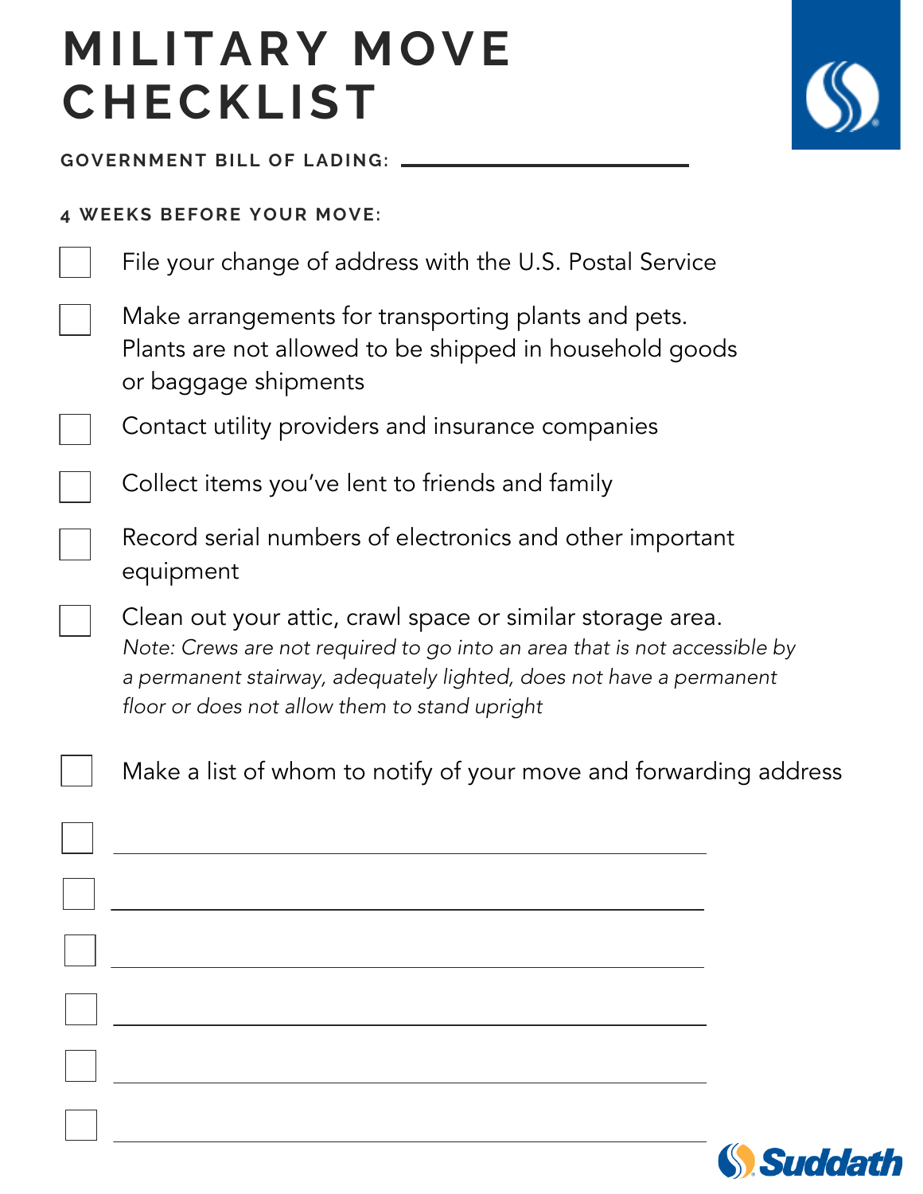# MILITARY MOVE CHECKLIST

**GOVERNMENT BILL OF LADING:** ____________________

**4 WEEKS BEFORE YOUR MOVE:**

- [ ] File your change of address with the U.S. Postal Service
- [ ] Make arrangements for transporting plants and pets. Plants are not allowed to be shipped in household goods or baggage shipments
- [ ] Contact utility providers and insurance companies
- [ ] Collect items you've lent to friends and family
- [ ] Record serial numbers of electronics and other important equipment
- [ ] Clean out your attic, crawl space or similar storage area.
  *Note: Crews are not required to go into an area that is not accessible by a permanent stairway, adequately lighted, does not have a permanent floor or does not allow them to stand upright*
- [ ] Make a list of whom to notify of your move and forwarding address
- [ ] ____________________
- [ ] ____________________
- [ ] ____________________
- [ ] ____________________
- [ ] ____________________
- [ ] ____________________

Suddath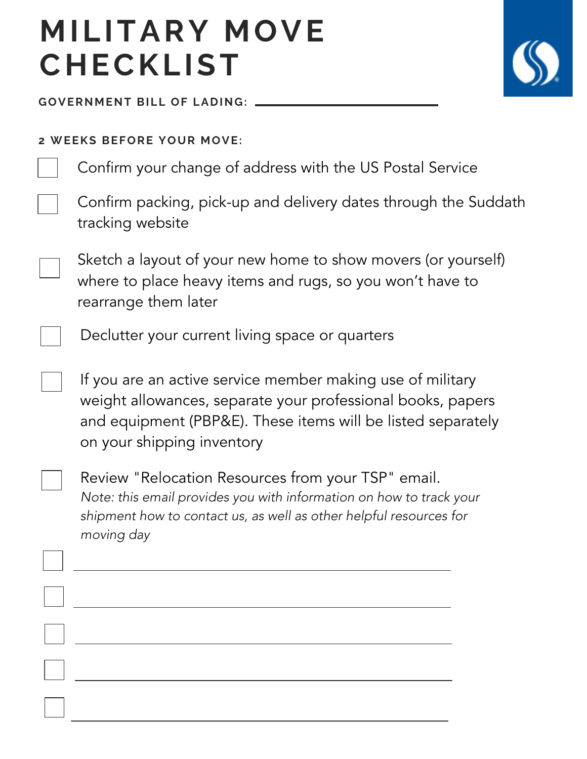# MILITARY MOVE CHECKLIST

**GOVERNMENT BILL OF LADING:** ____________________

**2 WEEKS BEFORE YOUR MOVE:**

- [ ] Confirm your change of address with the US Postal Service
- [ ] Confirm packing, pick-up and delivery dates through the Suddath tracking website
- [ ] Sketch a layout of your new home to show movers (or yourself) where to place heavy items and rugs, so you won't have to rearrange them later
- [ ] Declutter your current living space or quarters
- [ ] If you are an active service member making use of military weight allowances, separate your professional books, papers and equipment (PBP&E). These items will be listed separately on your shipping inventory
- [ ] Review "Relocation Resources from your TSP" email.
  *Note: this email provides you with information on how to track your shipment how to contact us, as well as other helpful resources for moving day*
- [ ] ____________________
- [ ] ____________________
- [ ] ____________________
- [ ] ____________________
- [ ] ____________________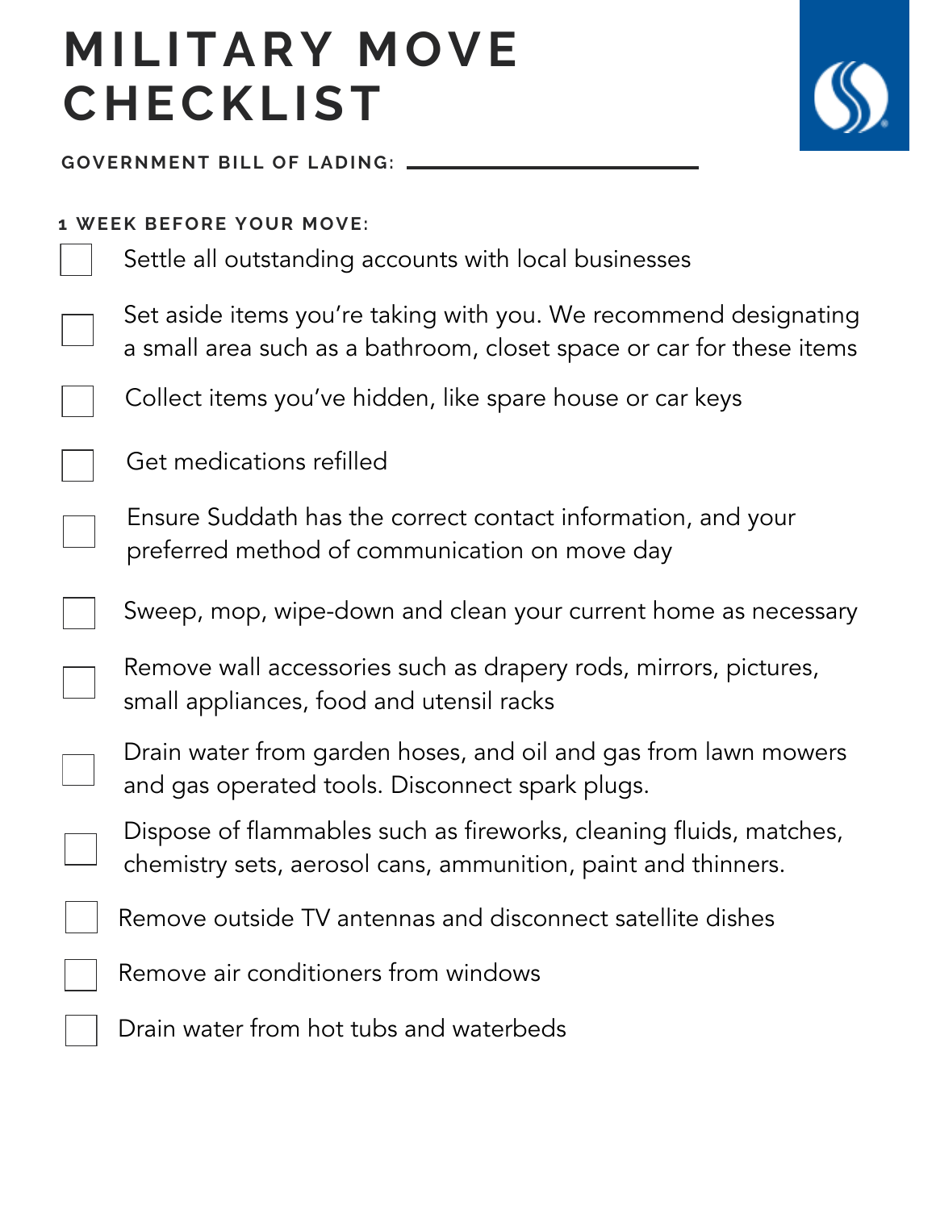# MILITARY MOVE CHECKLIST

**GOVERNMENT BILL OF LADING:** \_\_\_\_\_\_\_\_\_\_\_\_\_\_\_\_\_\_\_\_

**1 WEEK BEFORE YOUR MOVE:**

- [ ] Settle all outstanding accounts with local businesses
- [ ] Set aside items you're taking with you. We recommend designating a small area such as a bathroom, closet space or car for these items
- [ ] Collect items you've hidden, like spare house or car keys
- [ ] Get medications refilled
- [ ] Ensure Suddath has the correct contact information, and your preferred method of communication on move day
- [ ] Sweep, mop, wipe-down and clean your current home as necessary
- [ ] Remove wall accessories such as drapery rods, mirrors, pictures, small appliances, food and utensil racks
- [ ] Drain water from garden hoses, and oil and gas from lawn mowers and gas operated tools. Disconnect spark plugs.
- [ ] Dispose of flammables such as fireworks, cleaning fluids, matches, chemistry sets, aerosol cans, ammunition, paint and thinners.
- [ ] Remove outside TV antennas and disconnect satellite dishes
- [ ] Remove air conditioners from windows
- [ ] Drain water from hot tubs and waterbeds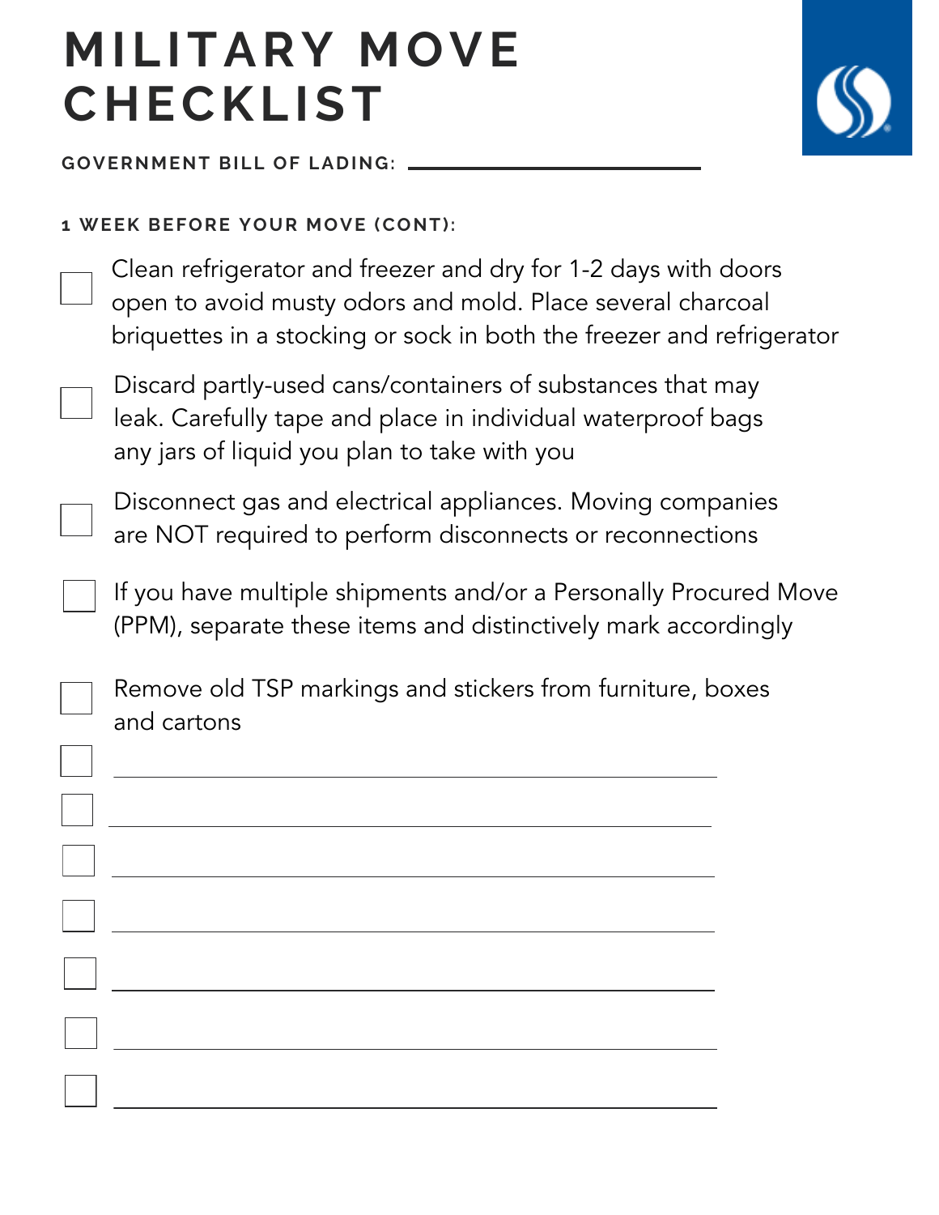# MILITARY MOVE CHECKLIST

**GOVERNMENT BILL OF LADING:** ____________________

**1 WEEK BEFORE YOUR MOVE (CONT):**

- [ ] Clean refrigerator and freezer and dry for 1-2 days with doors open to avoid musty odors and mold. Place several charcoal briquettes in a stocking or sock in both the freezer and refrigerator
- [ ] Discard partly-used cans/containers of substances that may leak. Carefully tape and place in individual waterproof bags any jars of liquid you plan to take with you
- [ ] Disconnect gas and electrical appliances. Moving companies are NOT required to perform disconnects or reconnections
- [ ] If you have multiple shipments and/or a Personally Procured Move (PPM), separate these items and distinctively mark accordingly
- [ ] Remove old TSP markings and stickers from furniture, boxes and cartons
- [ ] ____________________
- [ ] ____________________
- [ ] ____________________
- [ ] ____________________
- [ ] ____________________
- [ ] ____________________
- [ ] ____________________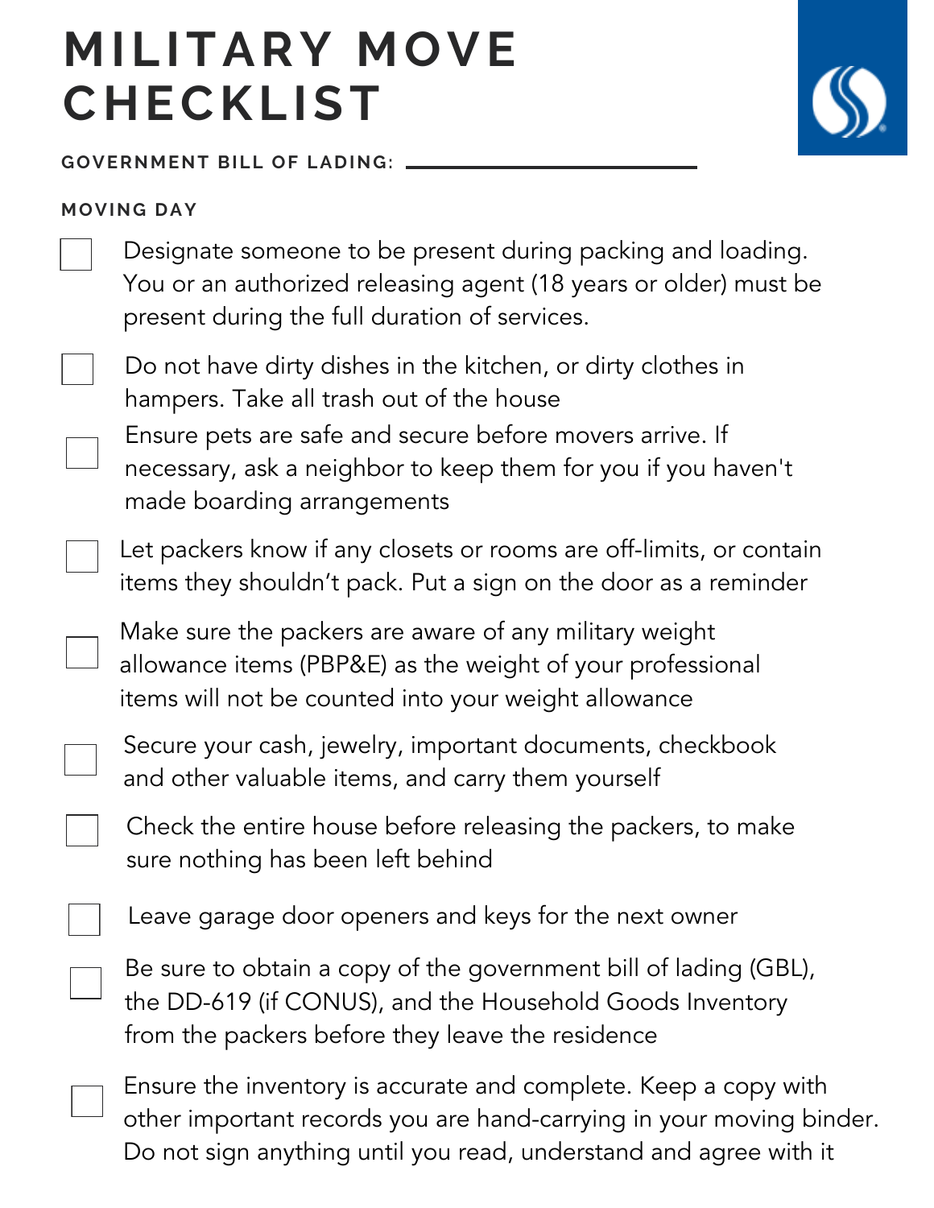# MILITARY MOVE CHECKLIST

**GOVERNMENT BILL OF LADING:** ____________________

**MOVING DAY**

- [ ] Designate someone to be present during packing and loading. You or an authorized releasing agent (18 years or older) must be present during the full duration of services.
- [ ] Do not have dirty dishes in the kitchen, or dirty clothes in hampers. Take all trash out of the house
- [ ] Ensure pets are safe and secure before movers arrive. If necessary, ask a neighbor to keep them for you if you haven't made boarding arrangements
- [ ] Let packers know if any closets or rooms are off-limits, or contain items they shouldn't pack. Put a sign on the door as a reminder
- [ ] Make sure the packers are aware of any military weight allowance items (PBP&E) as the weight of your professional items will not be counted into your weight allowance
- [ ] Secure your cash, jewelry, important documents, checkbook and other valuable items, and carry them yourself
- [ ] Check the entire house before releasing the packers, to make sure nothing has been left behind
- [ ] Leave garage door openers and keys for the next owner
- [ ] Be sure to obtain a copy of the government bill of lading (GBL), the DD-619 (if CONUS), and the Household Goods Inventory from the packers before they leave the residence
- [ ] Ensure the inventory is accurate and complete. Keep a copy with other important records you are hand-carrying in your moving binder. Do not sign anything until you read, understand and agree with it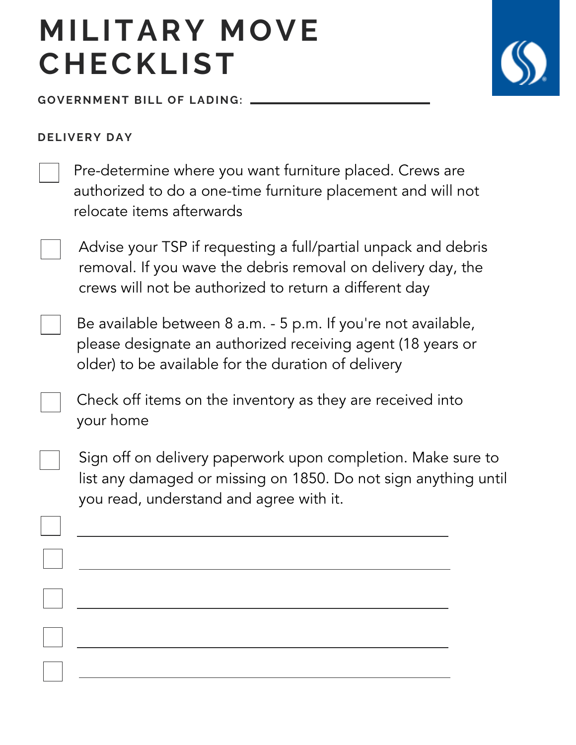# MILITARY MOVE CHECKLIST

**GOVERNMENT BILL OF LADING:** ______________________

**DELIVERY DAY**

- [ ] Pre-determine where you want furniture placed. Crews are authorized to do a one-time furniture placement and will not relocate items afterwards
- [ ] Advise your TSP if requesting a full/partial unpack and debris removal. If you wave the debris removal on delivery day, the crews will not be authorized to return a different day
- [ ] Be available between 8 a.m. - 5 p.m. If you're not available, please designate an authorized receiving agent (18 years or older) to be available for the duration of delivery
- [ ] Check off items on the inventory as they are received into your home
- [ ] Sign off on delivery paperwork upon completion. Make sure to list any damaged or missing on 1850. Do not sign anything until you read, understand and agree with it.
- [ ] ______________________
- [ ] ______________________
- [ ] ______________________
- [ ] ______________________
- [ ] ______________________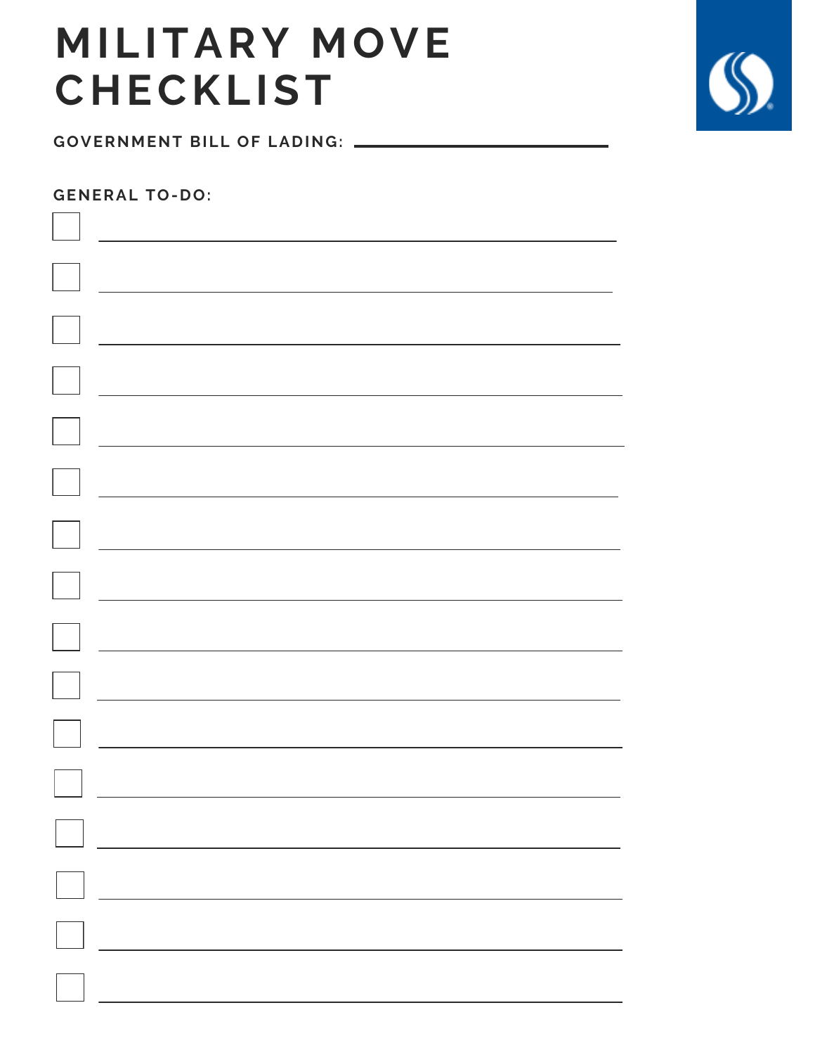# MILITARY MOVE CHECKLIST

**GOVERNMENT BILL OF LADING:** ____________________

**GENERAL TO-DO:**

- [ ] ____________________
- [ ] ____________________
- [ ] ____________________
- [ ] ____________________
- [ ] ____________________
- [ ] ____________________
- [ ] ____________________
- [ ] ____________________
- [ ] ____________________
- [ ] ____________________
- [ ] ____________________
- [ ] ____________________
- [ ] ____________________
- [ ] ____________________
- [ ] ____________________
- [ ] ____________________